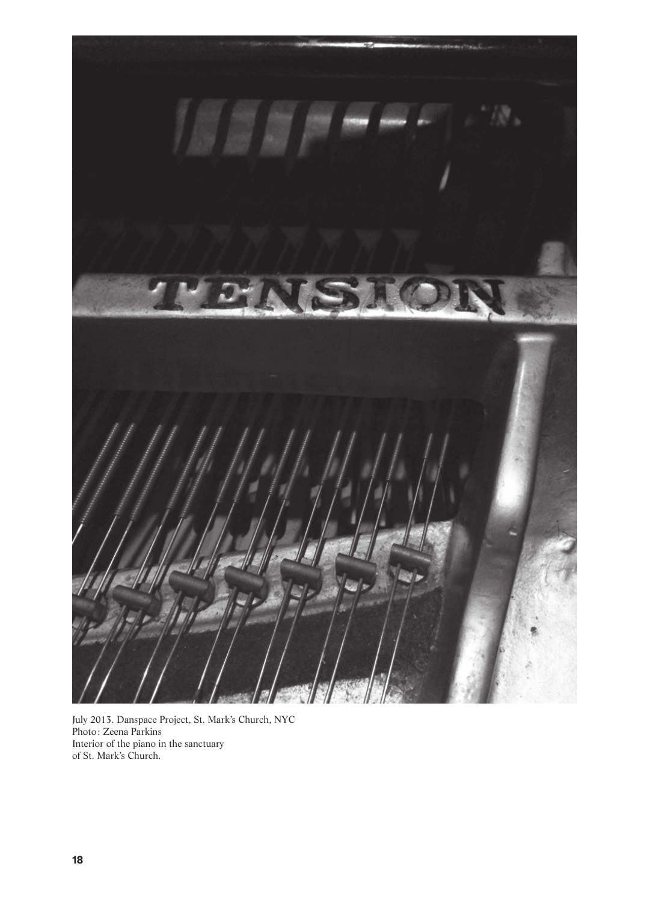July 2013. Danspace Project, St. Mark's Church, NYC
Photo: Zeena Parkins
Interior of the piano in the sanctuary
of St. Mark's Church.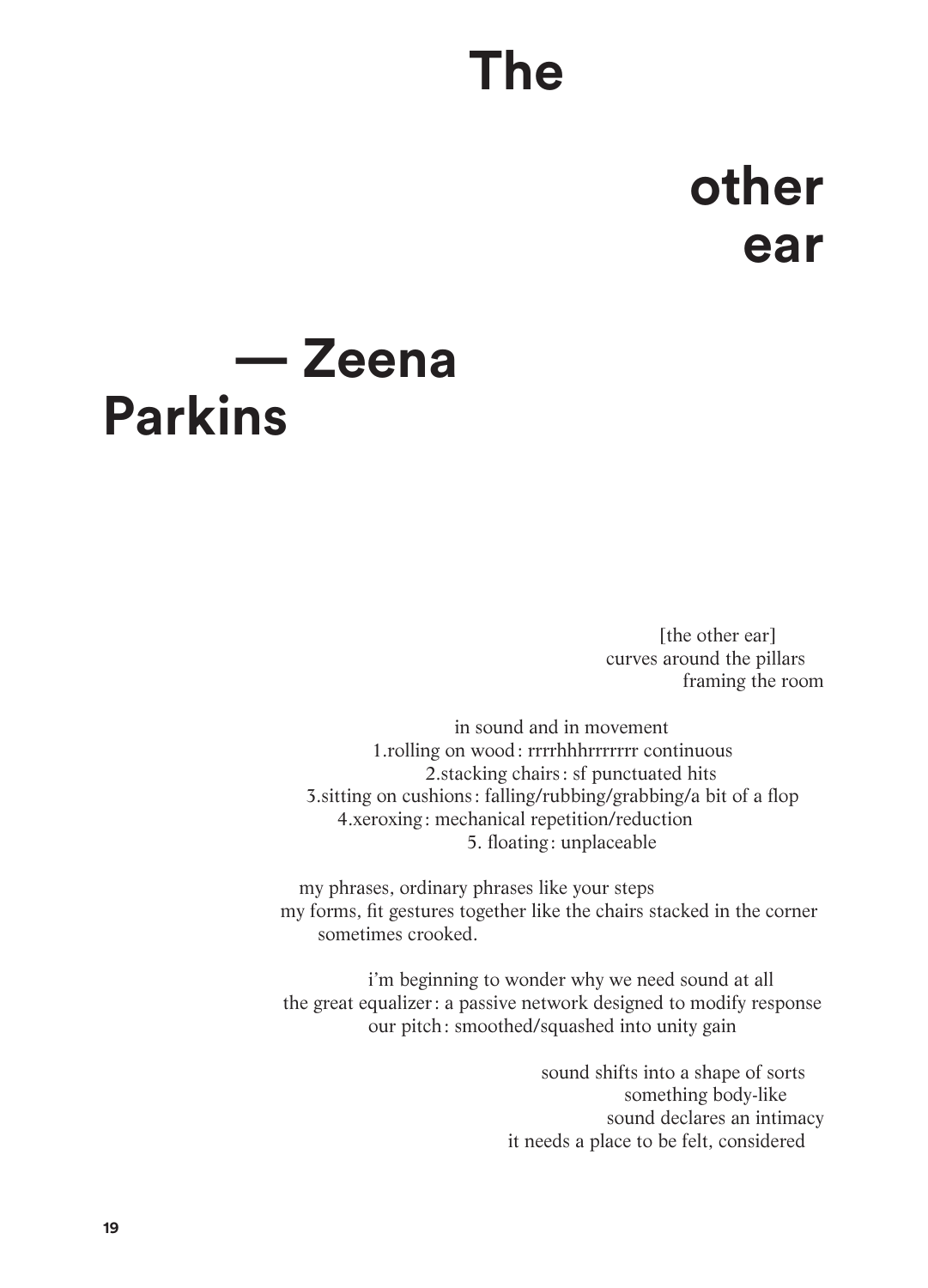# The other ear

## — Zeena Parkins

[the other ear]
curves around the pillars
framing the room

in sound and in movement
1.rolling on wood: rrrrhhhrrrrrrr continuous
2.stacking chairs: sf punctuated hits
3.sitting on cushions: falling/rubbing/grabbing/a bit of a flop
4.xeroxing: mechanical repetition/reduction
5. floating: unplaceable

my phrases, ordinary phrases like your steps
my forms, fit gestures together like the chairs stacked in the corner
sometimes crooked.

i'm beginning to wonder why we need sound at all
the great equalizer: a passive network designed to modify response
our pitch: smoothed/squashed into unity gain

sound shifts into a shape of sorts
something body-like
sound declares an intimacy
it needs a place to be felt, considered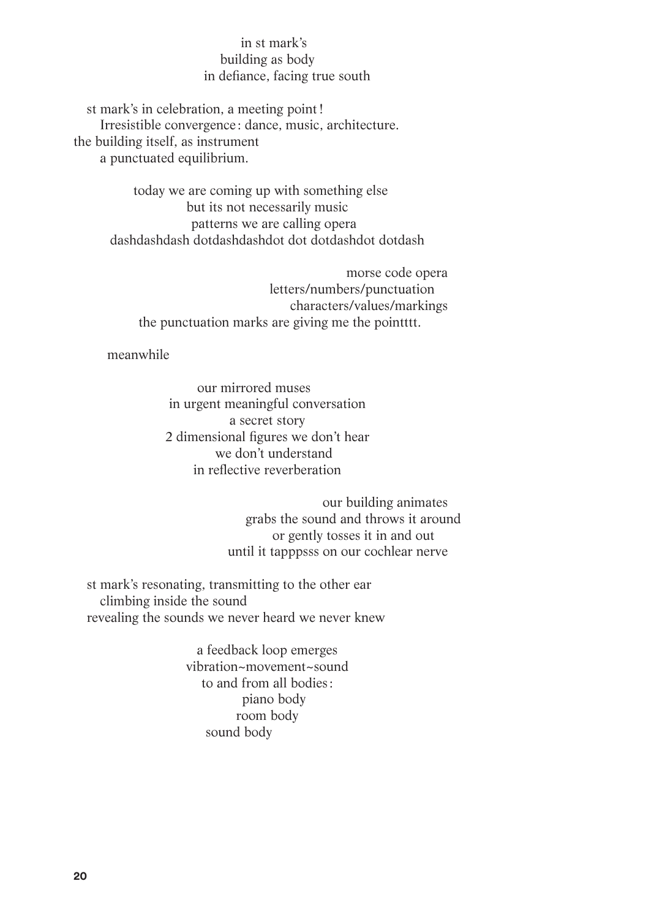in st mark's
building as body
in defiance, facing true south

st mark's in celebration, a meeting point!
Irresistible convergence: dance, music, architecture.
the building itself, as instrument
a punctuated equilibrium.

today we are coming up with something else
but its not necessarily music
patterns we are calling opera
dashdashdash dotdashdashdot dot dotdashdot dotdash

morse code opera
letters/numbers/punctuation
characters/values/markings
the punctuation marks are giving me the pointttt.

meanwhile

our mirrored muses
in urgent meaningful conversation
a secret story
2 dimensional figures we don't hear
we don't understand
in reflective reverberation

our building animates
grabs the sound and throws it around
or gently tosses it in and out
until it tapppsss on our cochlear nerve

st mark's resonating, transmitting to the other ear
climbing inside the sound
revealing the sounds we never heard we never knew

a feedback loop emerges
vibration~movement~sound
to and from all bodies:
piano body
room body
sound body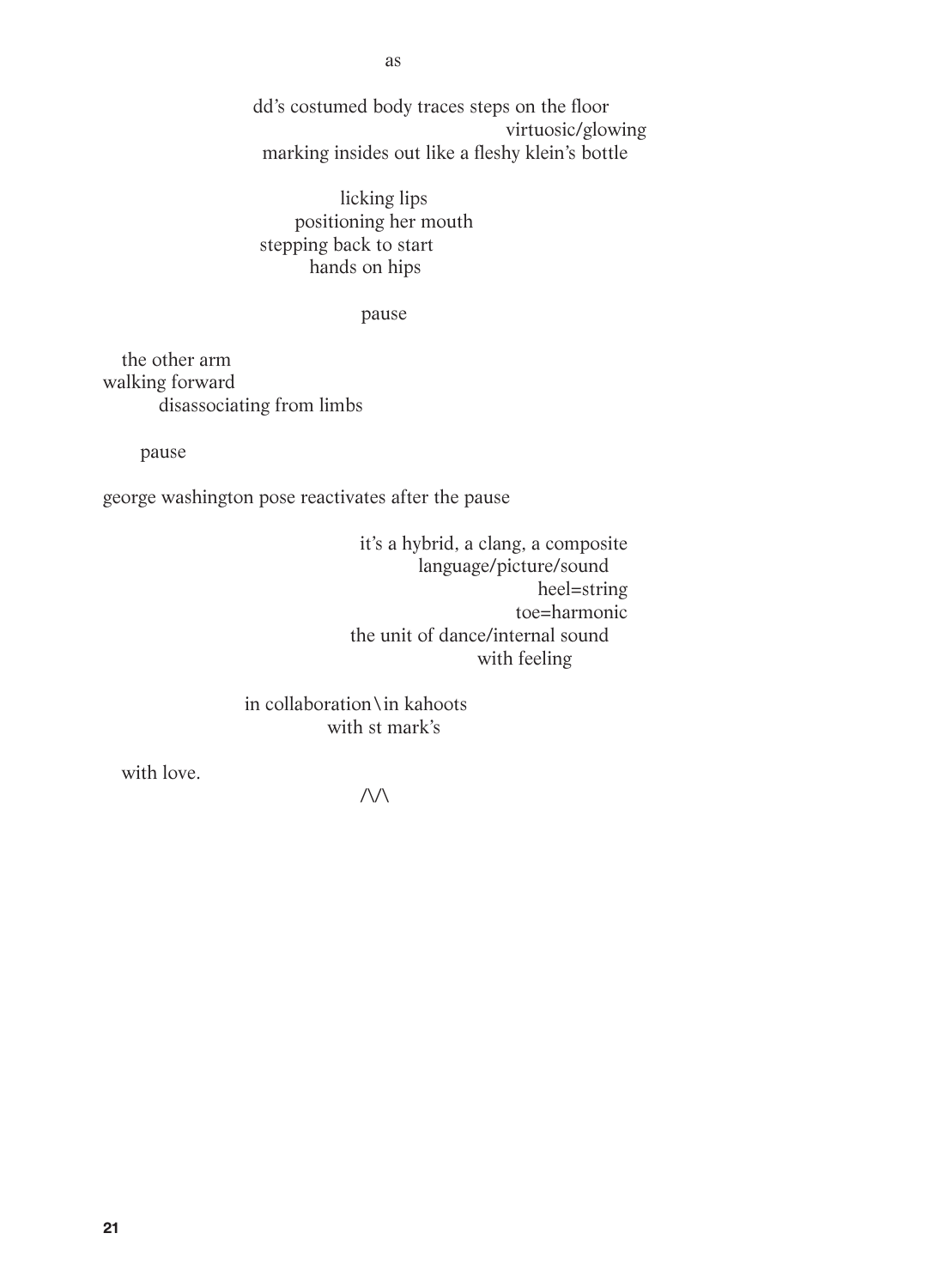as

dd’s costumed body traces steps on the floor
virtuosic/glowing
marking insides out like a fleshy klein’s bottle

licking lips
positioning her mouth
stepping back to start
hands on hips

pause

the other arm
walking forward
disassociating from limbs

pause

george washington pose reactivates after the pause

it’s a hybrid, a clang, a composite
language/picture/sound
heel=string
toe=harmonic
the unit of dance/internal sound
with feeling

in collaboration\in kahoots
with st mark’s

with love.

/\/\